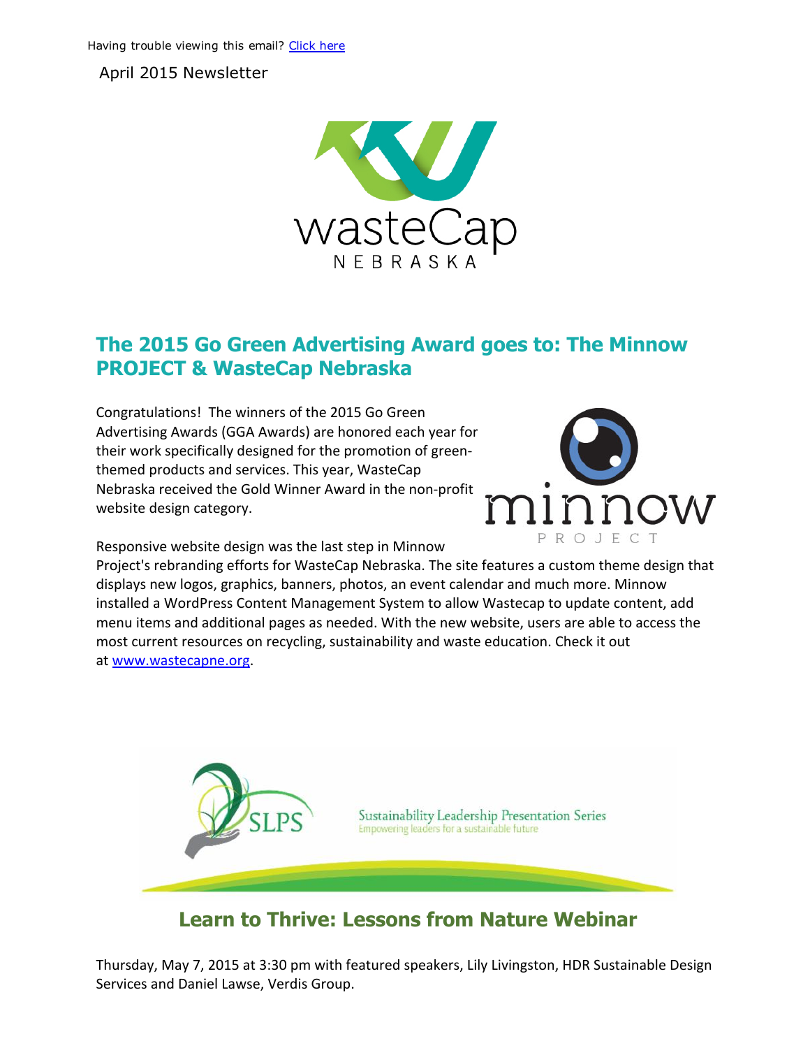Having trouble viewing this email? [Click here](#)

April 2015 Newsletter

## The 2015 Go Green Advertising Award goes to: The Minnow PROJECT & WasteCap Nebraska

Congratulations! The winners of the 2015 Go Green Advertising Awards (GGA Awards) are honored each year for their work specifically designed for the promotion of green-themed products and services. This year, WasteCap Nebraska received the Gold Winner Award in the non-profit website design category.

Responsive website design was the last step in Minnow Project's rebranding efforts for WasteCap Nebraska. The site features a custom theme design that displays new logos, graphics, banners, photos, an event calendar and much more. Minnow installed a WordPress Content Management System to allow Wastecap to update content, add menu items and additional pages as needed. With the new website, users are able to access the most current resources on recycling, sustainability and waste education. Check it out at [www.wastecapne.org](http://www.wastecapne.org).

## Learn to Thrive: Lessons from Nature Webinar

Thursday, May 7, 2015 at 3:30 pm with featured speakers, Lily Livingston, HDR Sustainable Design Services and Daniel Lawse, Verdis Group.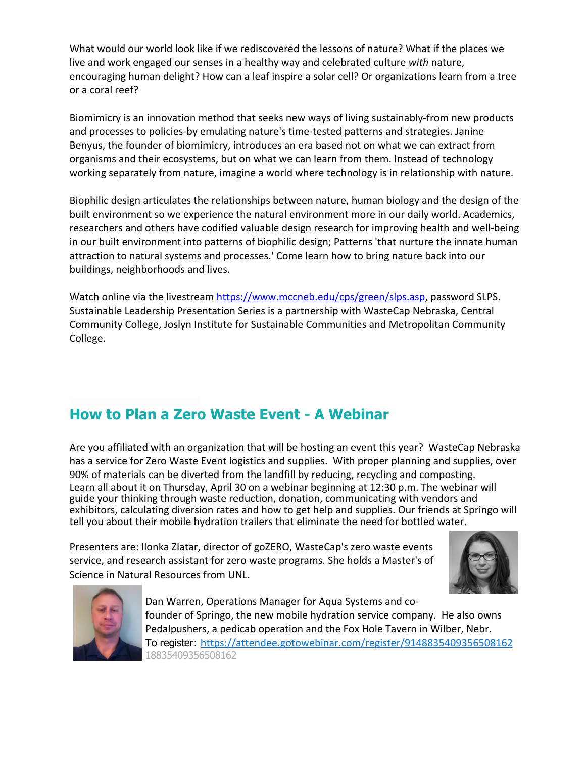What would our world look like if we rediscovered the lessons of nature? What if the places we live and work engaged our senses in a healthy way and celebrated culture *with* nature, encouraging human delight? How can a leaf inspire a solar cell? Or organizations learn from a tree or a coral reef?

Biomimicry is an innovation method that seeks new ways of living sustainably-from new products and processes to policies-by emulating nature's time-tested patterns and strategies. Janine Benyus, the founder of biomimicry, introduces an era based not on what we can extract from organisms and their ecosystems, but on what we can learn from them. Instead of technology working separately from nature, imagine a world where technology is in relationship with nature.

Biophilic design articulates the relationships between nature, human biology and the design of the built environment so we experience the natural environment more in our daily world. Academics, researchers and others have codified valuable design research for improving health and well-being in our built environment into patterns of biophilic design; Patterns 'that nurture the innate human attraction to natural systems and processes.' Come learn how to bring nature back into our buildings, neighborhoods and lives.

Watch online via the livestream https://www.mccneb.edu/cps/green/slps.asp, password SLPS. Sustainable Leadership Presentation Series is a partnership with WasteCap Nebraska, Central Community College, Joslyn Institute for Sustainable Communities and Metropolitan Community College.

## How to Plan a Zero Waste Event - A Webinar

Are you affiliated with an organization that will be hosting an event this year? WasteCap Nebraska has a service for Zero Waste Event logistics and supplies. With proper planning and supplies, over 90% of materials can be diverted from the landfill by reducing, recycling and composting. Learn all about it on Thursday, April 30 on a webinar beginning at 12:30 p.m. The webinar will guide your thinking through waste reduction, donation, communicating with vendors and exhibitors, calculating diversion rates and how to get help and supplies. Our friends at Springo will tell you about their mobile hydration trailers that eliminate the need for bottled water.

Presenters are: Ilonka Zlatar, director of goZERO, WasteCap's zero waste events service, and research assistant for zero waste programs. She holds a Master's of Science in Natural Resources from UNL.

Dan Warren, Operations Manager for Aqua Systems and co-founder of Springo, the new mobile hydration service company. He also owns Pedalpushers, a pedicab operation and the Fox Hole Tavern in Wilber, Nebr.

To register: https://attendee.gotowebinar.com/register/9148835409356508162
18835409356508162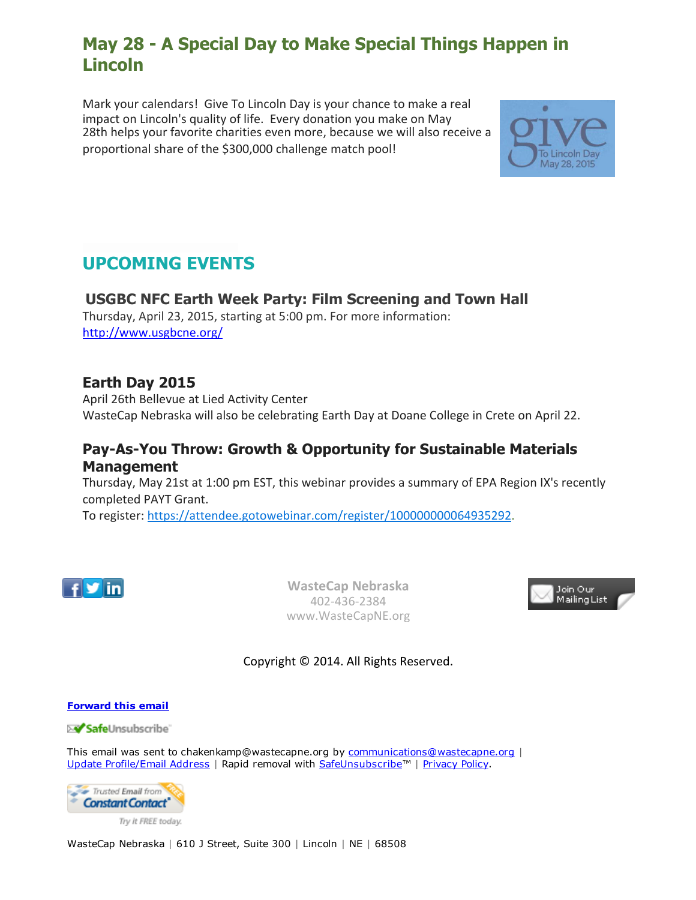## May 28 - A Special Day to Make Special Things Happen in Lincoln

Mark your calendars! Give To Lincoln Day is your chance to make a real impact on Lincoln's quality of life. Every donation you make on May 28th helps your favorite charities even more, because we will also receive a proportional share of the $300,000 challenge match pool!

## UPCOMING EVENTS

### USGBC NFC Earth Week Party: Film Screening and Town Hall

Thursday, April 23, 2015, starting at 5:00 pm. For more information: http://www.usgbcne.org/

### Earth Day 2015

April 26th Bellevue at Lied Activity Center
WasteCap Nebraska will also be celebrating Earth Day at Doane College in Crete on April 22.

### Pay-As-You Throw: Growth & Opportunity for Sustainable Materials Management

Thursday, May 21st at 1:00 pm EST, this webinar provides a summary of EPA Region IX's recently completed PAYT Grant.
To register: https://attendee.gotowebinar.com/register/100000000064935292.

**WasteCap Nebraska**
402-436-2384
www.WasteCapNE.org

Join Our Mailing List

Copyright © 2014. All Rights Reserved.

**Forward this email**

SafeUnsubscribe

This email was sent to chakenkamp@wastecapne.org by communications@wastecapne.org | Update Profile/Email Address | Rapid removal with SafeUnsubscribe™ | Privacy Policy.

Trusted Email from Constant Contact — Try it FREE today.

WasteCap Nebraska | 610 J Street, Suite 300 | Lincoln | NE | 68508